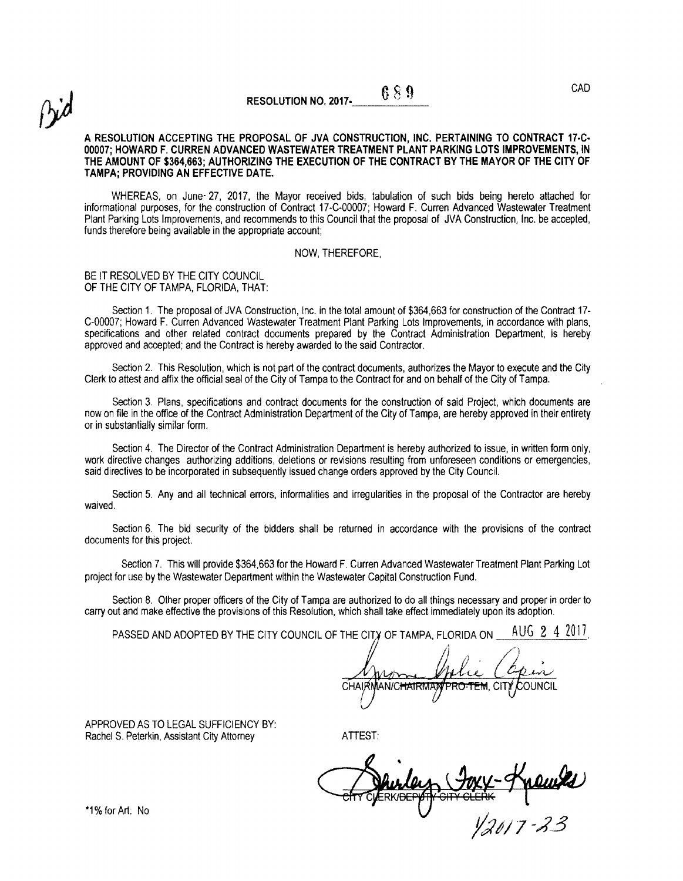Bid

CAD

# RESOLUTION NO. 2017-689

**A RESOLUTION ACCEPTING THE PROPOSAL OF JVA CONSTRUCTION, INC. PERTAINING TO CONTRACT 17-C-00007; HOWARD F. CURREN ADVANCED WASTEWATER TREATMENT PLANT PARKING LOTS IMPROVEMENTS, IN THE AMOUNT OF $364,663; AUTHORIZING THE EXECUTION OF THE CONTRACT BY THE MAYOR OF THE CITY OF TAMPA; PROVIDING AN EFFECTIVE DATE.**

WHEREAS, on June 27, 2017, the Mayor received bids, tabulation of such bids being hereto attached for informational purposes, for the construction of Contract 17-C-00007; Howard F. Curren Advanced Wastewater Treatment Plant Parking Lots Improvements, and recommends to this Council that the proposal of JVA Construction, Inc. be accepted, funds therefore being available in the appropriate account;

NOW, THEREFORE,

BE IT RESOLVED BY THE CITY COUNCIL OF THE CITY OF TAMPA, FLORIDA, THAT:

Section 1. The proposal of JVA Construction, Inc. in the total amount of $364,663 for construction of the Contract 17-C-00007; Howard F. Curren Advanced Wastewater Treatment Plant Parking Lots Improvements, in accordance with plans, specifications and other related contract documents prepared by the Contract Administration Department, is hereby approved and accepted; and the Contract is hereby awarded to the said Contractor.

Section 2. This Resolution, which is not part of the contract documents, authorizes the Mayor to execute and the City Clerk to attest and affix the official seal of the City of Tampa to the Contract for and on behalf of the City of Tampa.

Section 3. Plans, specifications and contract documents for the construction of said Project, which documents are now on file in the office of the Contract Administration Department of the City of Tampa, are hereby approved in their entirety or in substantially similar form.

Section 4. The Director of the Contract Administration Department is hereby authorized to issue, in written form only, work directive changes authorizing additions, deletions or revisions resulting from unforeseen conditions or emergencies, said directives to be incorporated in subsequently issued change orders approved by the City Council.

Section 5. Any and all technical errors, informalities and irregularities in the proposal of the Contractor are hereby waived.

Section 6. The bid security of the bidders shall be returned in accordance with the provisions of the contract documents for this project.

Section 7. This will provide $364,663 for the Howard F. Curren Advanced Wastewater Treatment Plant Parking Lot project for use by the Wastewater Department within the Wastewater Capital Construction Fund.

Section 8. Other proper officers of the City of Tampa are authorized to do all things necessary and proper in order to carry out and make effective the provisions of this Resolution, which shall take effect immediately upon its adoption.

PASSED AND ADOPTED BY THE CITY COUNCIL OF THE CITY OF TAMPA, FLORIDA ON AUG 24 2017.

CHAIRMAN/~~CHAIRMAN PRO-TEM~~, CITY COUNCIL

APPROVED AS TO LEGAL SUFFICIENCY BY:
Rachel S. Peterkin, Assistant City Attorney

ATTEST:

CITY CLERK/~~DEPUTY CITY CLERK~~

1/2017-23

*1% for Art: No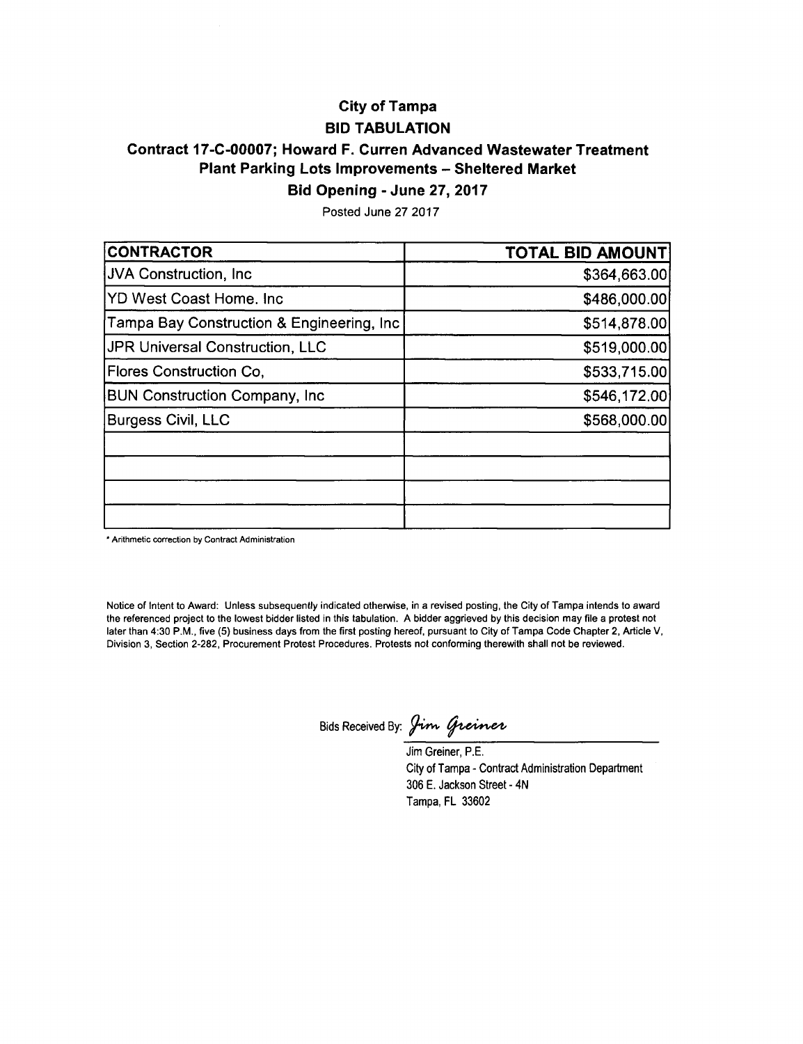# City of Tampa

## BID TABULATION

### Contract 17-C-00007; Howard F. Curren Advanced Wastewater Treatment Plant Parking Lots Improvements – Sheltered Market

### Bid Opening - June 27, 2017

Posted June 27 2017

| CONTRACTOR | TOTAL BID AMOUNT |
|---|---|
| JVA Construction, Inc | $364,663.00 |
| YD West Coast Home. Inc | $486,000.00 |
| Tampa Bay Construction & Engineering, Inc | $514,878.00 |
| JPR Universal Construction, LLC | $519,000.00 |
| Flores Construction Co, | $533,715.00 |
| BUN Construction Company, Inc | $546,172.00 |
| Burgess Civil, LLC | $568,000.00 |
| | |
| | |
| | |
| | |

* Arithmetic correction by Contract Administration

Notice of Intent to Award: Unless subsequently indicated otherwise, in a revised posting, the City of Tampa intends to award the referenced project to the lowest bidder listed in this tabulation. A bidder aggrieved by this decision may file a protest not later than 4:30 P.M., five (5) business days from the first posting hereof, pursuant to City of Tampa Code Chapter 2, Article V, Division 3, Section 2-282, Procurement Protest Procedures. Protests not conforming therewith shall not be reviewed.

Bids Received By: *Jim Greiner*

Jim Greiner, P.E.
City of Tampa - Contract Administration Department
306 E. Jackson Street - 4N
Tampa, FL 33602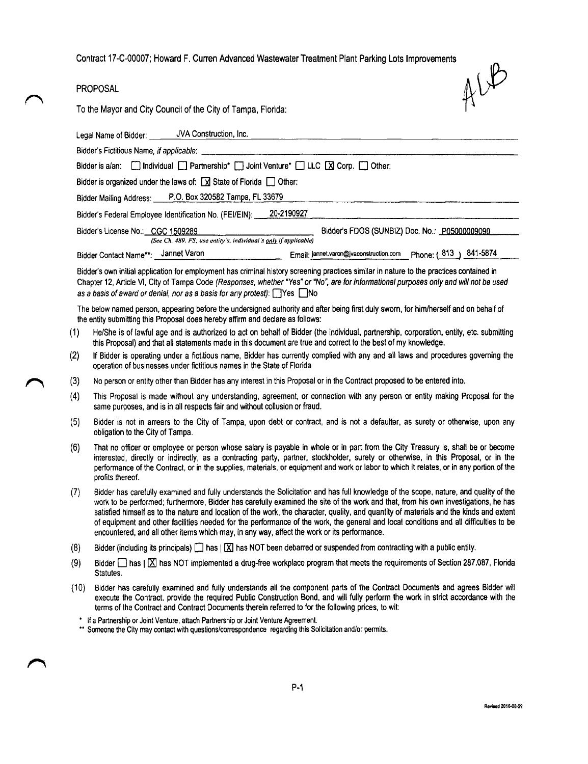Contract 17-C-00007; Howard F. Curren Advanced Wastewater Treatment Plant Parking Lots Improvements

ALB

PROPOSAL

To the Mayor and City Council of the City of Tampa, Florida:

Legal Name of Bidder: JVA Construction, Inc.

Bidder's Fictitious Name, *if applicable*:

Bidder is a/an: ☐ Individual ☐ Partnership* ☐ Joint Venture* ☐ LLC ☒ Corp. ☐ Other:

Bidder is organized under the laws of: ☒ State of Florida ☐ Other:

Bidder Mailing Address: P.O. Box 320582 Tampa, FL 33679

Bidder's Federal Employee Identification No. (FEI/EIN): 20-2190927

Bidder's License No.: CGC 1509289 *(See Ch. 489, FS; use entity's, individual's only if applicable)* Bidder's FDOS (SUNBIZ) Doc. No.: P05000009090

Bidder Contact Name**: Jannet Varon Email: jannet.varon@jvaconstruction.com Phone: ( 813 ) 841-5874

Bidder's own initial application for employment has criminal history screening practices similar in nature to the practices contained in Chapter 12, Article VI, City of Tampa Code *(Responses, whether "Yes" or "No", are for informational purposes only and will not be used as a basis of award or denial, nor as a basis for any protest)*: ☐Yes ☐No

The below named person, appearing before the undersigned authority and after being first duly sworn, for him/herself and on behalf of the entity submitting this Proposal does hereby affirm and declare as follows:

(1) He/She is of lawful age and is authorized to act on behalf of Bidder (the individual, partnership, corporation, entity, etc. submitting this Proposal) and that all statements made in this document are true and correct to the best of my knowledge.

(2) If Bidder is operating under a fictitious name, Bidder has currently complied with any and all laws and procedures governing the operation of businesses under fictitious names in the State of Florida

(3) No person or entity other than Bidder has any interest in this Proposal or in the Contract proposed to be entered into.

(4) This Proposal is made without any understanding, agreement, or connection with any person or entity making Proposal for the same purposes, and is in all respects fair and without collusion or fraud.

(5) Bidder is not in arrears to the City of Tampa, upon debt or contract, and is not a defaulter, as surety or otherwise, upon any obligation to the City of Tampa.

(6) That no officer or employee or person whose salary is payable in whole or in part from the City Treasury is, shall be or become interested, directly or indirectly, as a contracting party, partner, stockholder, surety or otherwise, in this Proposal, or in the performance of the Contract, or in the supplies, materials, or equipment and work or labor to which it relates, or in any portion of the profits thereof.

(7) Bidder has carefully examined and fully understands the Solicitation and has full knowledge of the scope, nature, and quality of the work to be performed; furthermore, Bidder has carefully examined the site of the work and that, from his own investigations, he has satisfied himself as to the nature and location of the work, the character, quality, and quantity of materials and the kinds and extent of equipment and other facilities needed for the performance of the work, the general and local conditions and all difficulties to be encountered, and all other items which may, in any way, affect the work or its performance.

(8) Bidder (including its principals) ☐ has | ☒ has NOT been debarred or suspended from contracting with a public entity.

(9) Bidder ☐ has | ☒ has NOT implemented a drug-free workplace program that meets the requirements of Section 287.087, Florida Statutes.

(10) Bidder has carefully examined and fully understands all the component parts of the Contract Documents and agrees Bidder will execute the Contract, provide the required Public Construction Bond, and will fully perform the work in strict accordance with the terms of the Contract and Contract Documents therein referred to for the following prices, to wit:

\* If a Partnership or Joint Venture, attach Partnership or Joint Venture Agreement.

\*\* Someone the City may contact with questions/correspondence regarding this Solicitation and/or permits.

Revised 2016-08-29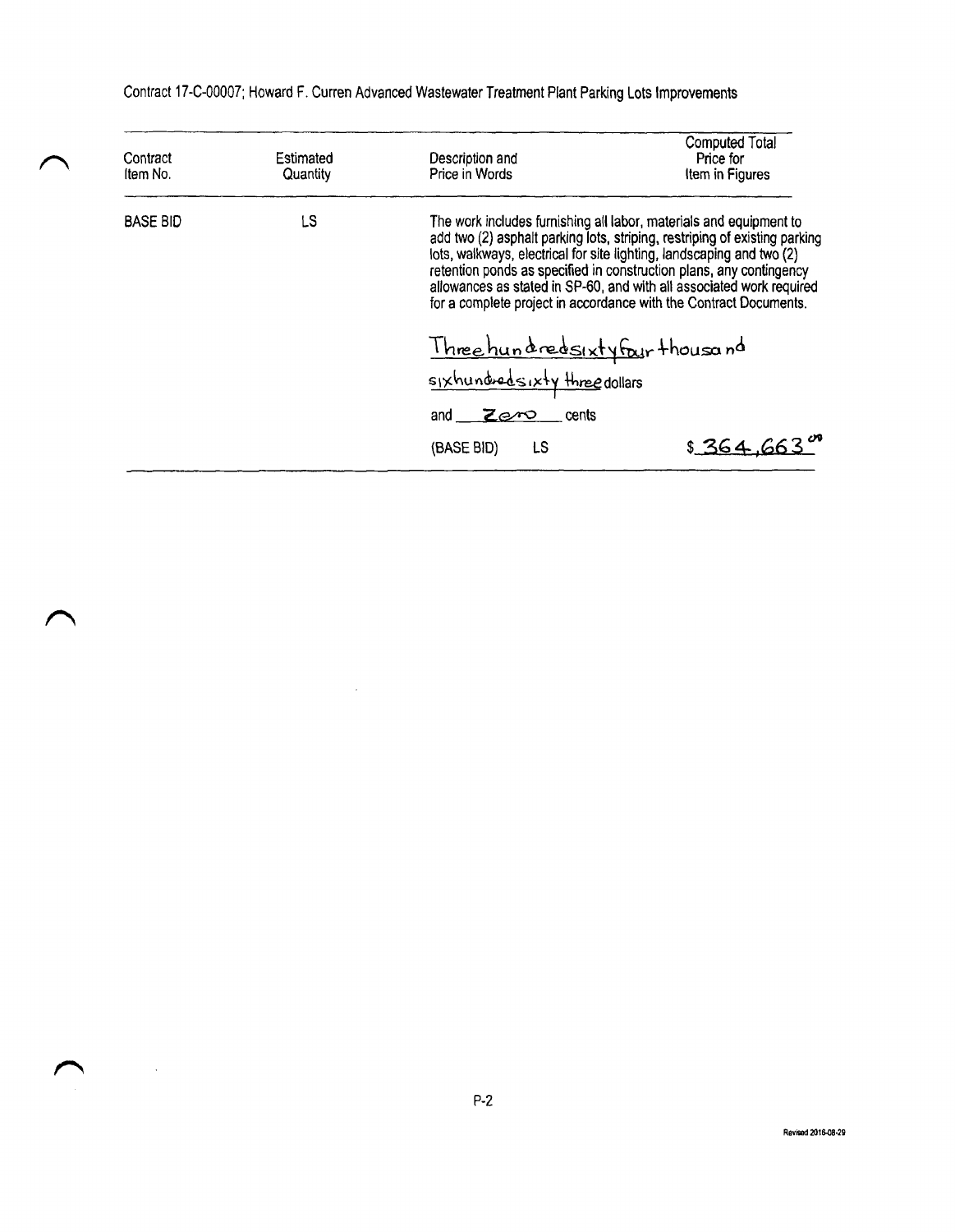Contract 17-C-00007; Howard F. Curren Advanced Wastewater Treatment Plant Parking Lots Improvements

| Contract Item No. | Estimated Quantity | Description and Price in Words | Computed Total Price for Item in Figures |
|---|---|---|---|
| BASE BID | LS | The work includes furnishing all labor, materials and equipment to add two (2) asphalt parking lots, striping, restriping of existing parking lots, walkways, electrical for site lighting, landscaping and two (2) retention ponds as specified in construction plans, any contingency allowances as stated in SP-60, and with all associated work required for a complete project in accordance with the Contract Documents. | |
| | | Three hundred sixty four thousand six hundred sixty three dollars and Zero cents | |
| | | (BASE BID) LS | $ 364,663.00 |

Revised 2016-08-29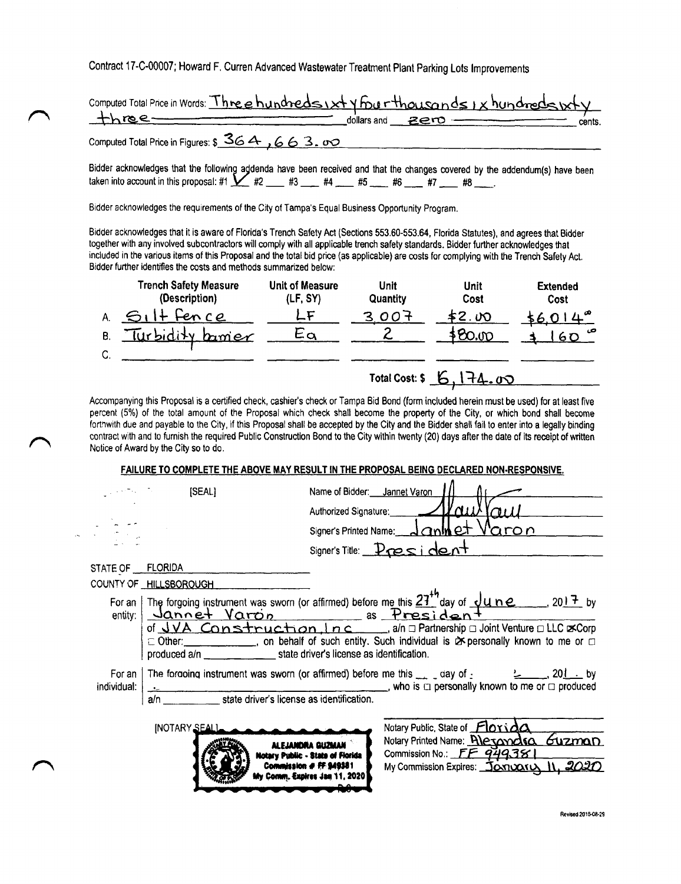Contract 17-C-00007; Howard F. Curren Advanced Wastewater Treatment Plant Parking Lots Improvements

Computed Total Price in Words: Three hundred sixty four thousand six hundred sixty three dollars and zero cents.

Computed Total Price in Figures: $ 364,663.00

Bidder acknowledges that the following addenda have been received and that the changes covered by the addendum(s) have been taken into account in this proposal: #1 ✓ #2 ___ #3 ___ #4 ___ #5 ___ #6 ___ #7 ___ #8 ___.

Bidder acknowledges the requirements of the City of Tampa's Equal Business Opportunity Program.

Bidder acknowledges that it is aware of Florida's Trench Safety Act (Sections 553.60-553.64, Florida Statutes), and agrees that Bidder together with any involved subcontractors will comply with all applicable trench safety standards. Bidder further acknowledges that included in the various items of this Proposal and the total bid price (as applicable) are costs for complying with the Trench Safety Act. Bidder further identifies the costs and methods summarized below:

| | Trench Safety Measure (Description) | Unit of Measure (LF, SY) | Unit Quantity | Unit Cost | Extended Cost |
|---|---|---|---|---|---|
| A. | Silt Fence | LF | 3,007 | $2.00 | $6,014.00 |
| B. | Turbidity barrier | Ea | 2 | $80.00 | $160.00 |
| C. | | | | | |
| | | | | Total Cost: $ | 6,174.00 |

Accompanying this Proposal is a certified check, cashier's check or Tampa Bid Bond (form included herein must be used) for at least five percent (5%) of the total amount of the Proposal which check shall become the property of the City, or which bond shall become forthwith due and payable to the City, if this Proposal shall be accepted by the City and the Bidder shall fail to enter into a legally binding contract with and to furnish the required Public Construction Bond to the City within twenty (20) days after the date of its receipt of written Notice of Award by the City so to do.

**FAILURE TO COMPLETE THE ABOVE MAY RESULT IN THE PROPOSAL BEING DECLARED NON-RESPONSIVE.**

[SEAL]

Name of Bidder: Jannet Varon

Authorized Signature: [signature]

Signer's Printed Name: Jannet Varon

Signer's Title: President

STATE OF FLORIDA

COUNTY OF HILLSBOROUGH

For an entity: The forgoing instrument was sworn (or affirmed) before me this 27th day of June, 2017 by Jannet Varon as President of JVA Construction, Inc, a/n ☐ Partnership ☐ Joint Venture ☐ LLC ☒ Corp ☐ Other: ________, on behalf of such entity. Such individual is ☒ personally known to me or ☐ produced a/n ________ state driver's license as identification.

For an individual: The foregoing instrument was sworn (or affirmed) before me this ___ day of ________, 20__ by ________________, who is ☐ personally known to me or ☐ produced a/n ________ state driver's license as identification.

[NOTARY SEAL] ALEJANDRA GUZMAN Notary Public - State of Florida Commission # FF 949381 My Comm. Expires Jan 11, 2020

Notary Public, State of Florida

Notary Printed Name: Alejandra Guzman

Commission No.: FF 949381

My Commission Expires: January 11, 2020

Revised 2015-08-29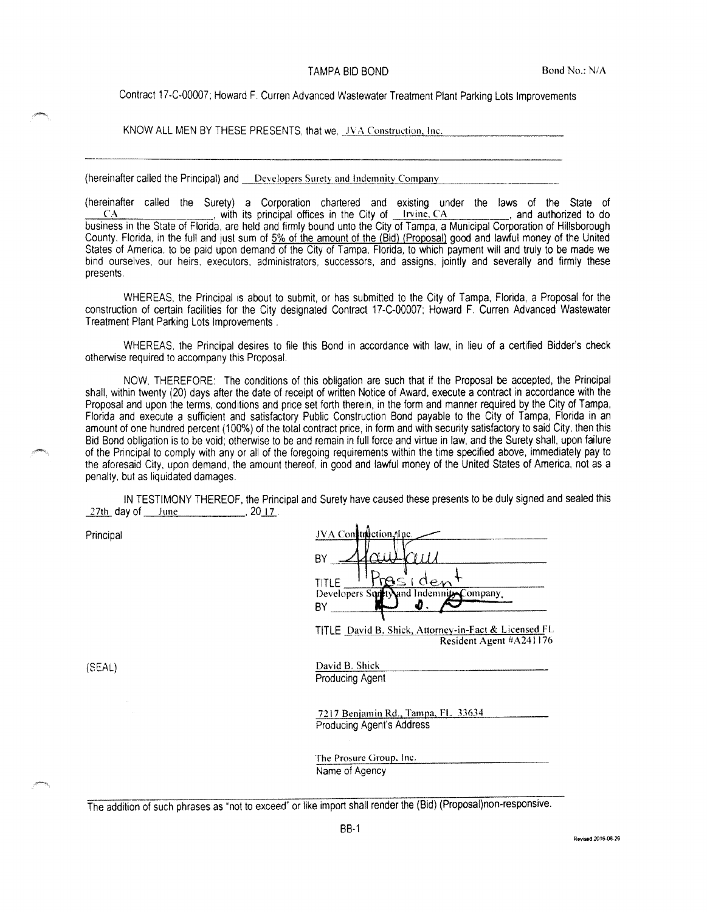# TAMPA BID BOND

Bond No.: N/A

Contract 17-C-00007; Howard F. Curren Advanced Wastewater Treatment Plant Parking Lots Improvements

KNOW ALL MEN BY THESE PRESENTS, that we, JVA Construction, Inc.

(hereinafter called the Principal) and Developers Surety and Indemnity Company

(hereinafter called the Surety) a Corporation chartered and existing under the laws of the State of CA, with its principal offices in the City of Irvine, CA, and authorized to do business in the State of Florida, are held and firmly bound unto the City of Tampa, a Municipal Corporation of Hillsborough County, Florida, in the full and just sum of 5% of the amount of the (Bid) (Proposal) good and lawful money of the United States of America, to be paid upon demand of the City of Tampa, Florida, to which payment will and truly to be made we bind ourselves, our heirs, executors, administrators, successors, and assigns, jointly and severally and firmly these presents.

WHEREAS, the Principal is about to submit, or has submitted to the City of Tampa, Florida, a Proposal for the construction of certain facilities for the City designated Contract 17-C-00007; Howard F. Curren Advanced Wastewater Treatment Plant Parking Lots Improvements .

WHEREAS, the Principal desires to file this Bond in accordance with law, in lieu of a certified Bidder's check otherwise required to accompany this Proposal.

NOW, THEREFORE: The conditions of this obligation are such that if the Proposal be accepted, the Principal shall, within twenty (20) days after the date of receipt of written Notice of Award, execute a contract in accordance with the Proposal and upon the terms, conditions and price set forth therein, in the form and manner required by the City of Tampa, Florida and execute a sufficient and satisfactory Public Construction Bond payable to the City of Tampa, Florida in an amount of one hundred percent (100%) of the total contract price, in form and with security satisfactory to said City, then this Bid Bond obligation is to be void; otherwise to be and remain in full force and virtue in law, and the Surety shall, upon failure of the Principal to comply with any or all of the foregoing requirements within the time specified above, immediately pay to the aforesaid City, upon demand, the amount thereof, in good and lawful money of the United States of America, not as a penalty, but as liquidated damages.

IN TESTIMONY THEREOF, the Principal and Surety have caused these presents to be duly signed and sealed this 27th day of June, 2017.

Principal

JVA Construction, Inc.

BY [signature]

TITLE President

Developers Surety and Indemnity Company,

BY [signature]

TITLE David B. Shick, Attorney-in-Fact & Licensed FL Resident Agent #A241176

(SEAL)

David B. Shick
Producing Agent

7217 Benjamin Rd., Tampa, FL 33634
Producing Agent's Address

The Prosure Group, Inc.
Name of Agency

The addition of such phrases as "not to exceed" or like import shall render the (Bid) (Proposal)non-responsive.

BB-1

Revised 2016 08 29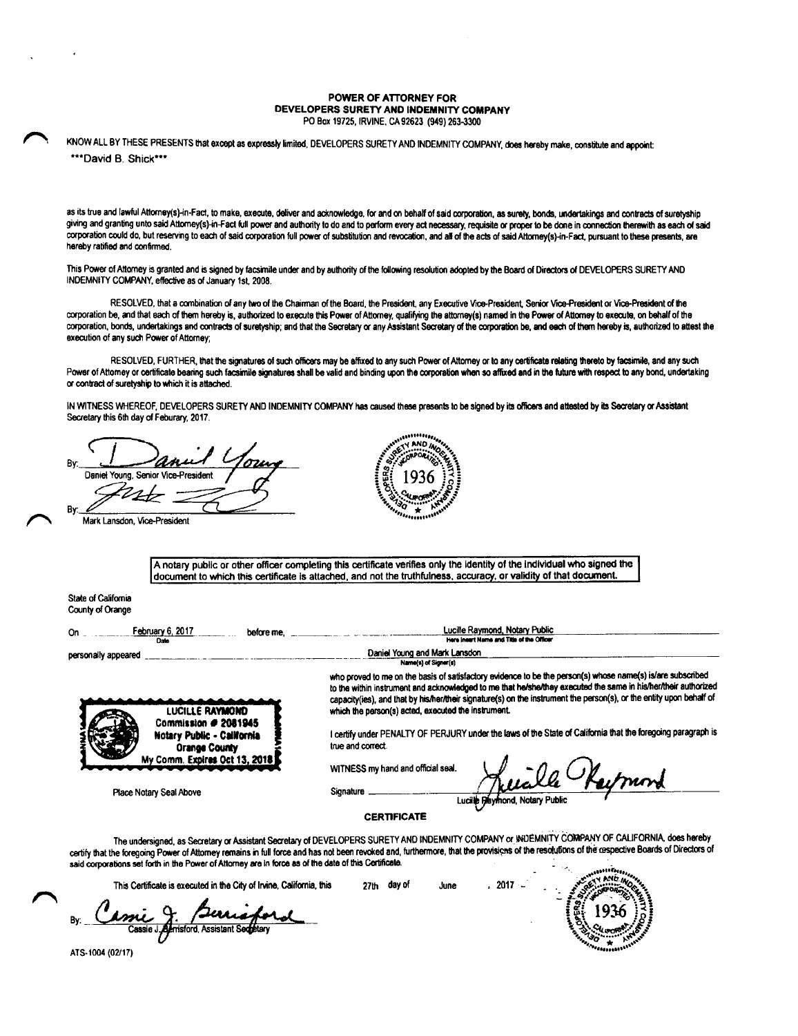**POWER OF ATTORNEY FOR**
**DEVELOPERS SURETY AND INDEMNITY COMPANY**
PO Box 19725, IRVINE, CA 92623 (949) 263-3300

KNOW ALL BY THESE PRESENTS that except as expressly limited, DEVELOPERS SURETY AND INDEMNITY COMPANY, does hereby make, constitute and appoint:

\*\*\*David B. Shick\*\*\*

as its true and lawful Attorney(s)-in-Fact, to make, execute, deliver and acknowledge, for and on behalf of said corporation, as surety, bonds, undertakings and contracts of suretyship giving and granting unto said Attorney(s)-in-Fact full power and authority to do and to perform every act necessary, requisite or proper to be done in connection therewith as each of said corporation could do, but reserving to each of said corporation full power of substitution and revocation, and all of the acts of said Attorney(s)-in-Fact, pursuant to these presents, are hereby ratified and confirmed.

This Power of Attorney is granted and is signed by facsimile under and by authority of the following resolution adopted by the Board of Directors of DEVELOPERS SURETY AND INDEMNITY COMPANY, effective as of January 1st, 2008.

RESOLVED, that a combination of any two of the Chairman of the Board, the President, any Executive Vice-President, Senior Vice-President or Vice-President of the corporation be, and that each of them hereby is, authorized to execute this Power of Attorney, qualifying the attorney(s) named in the Power of Attorney to execute, on behalf of the corporation, bonds, undertakings and contracts of suretyship; and that the Secretary or any Assistant Secretary of the corporation be, and each of them hereby is, authorized to attest the execution of any such Power of Attorney;

RESOLVED, FURTHER, that the signatures of such officers may be affixed to any such Power of Attorney or to any certificate relating thereto by facsimile, and any such Power of Attorney or certificate bearing such facsimile signatures shall be valid and binding upon the corporation when so affixed and in the future with respect to any bond, undertaking or contract of suretyship to which it is attached.

IN WITNESS WHEREOF, DEVELOPERS SURETY AND INDEMNITY COMPANY has caused these presents to be signed by its officers and attested by its Secretary or Assistant Secretary this 6th day of Feburary, 2017.

By: *Daniel Young*
Daniel Young, Senior Vice-President

By: *Mark Lansdon*
Mark Lansdon, Vice-President

DEVELOPERS SURETY AND INDEMNITY COMPANY — INCORPORATED 1936 CALIFORNIA

A notary public or other officer completing this certificate verifies only the identity of the individual who signed the document to which this certificate is attached, and not the truthfulness, accuracy, or validity of that document.

State of California
County of Orange

On February 6, 2017 (Date) before me, Lucille Raymond, Notary Public (Here Insert Name and Title of the Officer)

personally appeared Daniel Young and Mark Lansdon (Name(s) of Signer(s))

who proved to me on the basis of satisfactory evidence to be the person(s) whose name(s) is/are subscribed to the within instrument and acknowledged to me that he/she/they executed the same in his/her/their authorized capacity(ies), and that by his/her/their signature(s) on the instrument the person(s), or the entity upon behalf of which the person(s) acted, executed the instrument.

LUCILLE RAYMOND
Commission # 2081945
Notary Public - California
Orange County
My Comm. Expires Oct 13, 2018

I certify under PENALTY OF PERJURY under the laws of the State of California that the foregoing paragraph is true and correct.

WITNESS my hand and official seal.

Place Notary Seal Above

Signature *Lucille Raymond*
Lucille Raymond, Notary Public

**CERTIFICATE**

The undersigned, as Secretary or Assistant Secretary of DEVELOPERS SURETY AND INDEMNITY COMPANY or INDEMNITY COMPANY OF CALIFORNIA, does hereby certify that the foregoing Power of Attorney remains in full force and has not been revoked and, furthermore, that the provisions of the resolutions of the respective Boards of Directors of said corporations set forth in the Power of Attorney are in force as of the date of this Certificate.

This Certificate is executed in the City of Irvine, California, this 27th day of June, 2017.

By: *Cassie J. Berrisford*
Cassie J. Berrisford, Assistant Secretary

DEVELOPERS SURETY AND INDEMNITY COMPANY — INCORPORATED 1936 CALIFORNIA

ATS-1004 (02/17)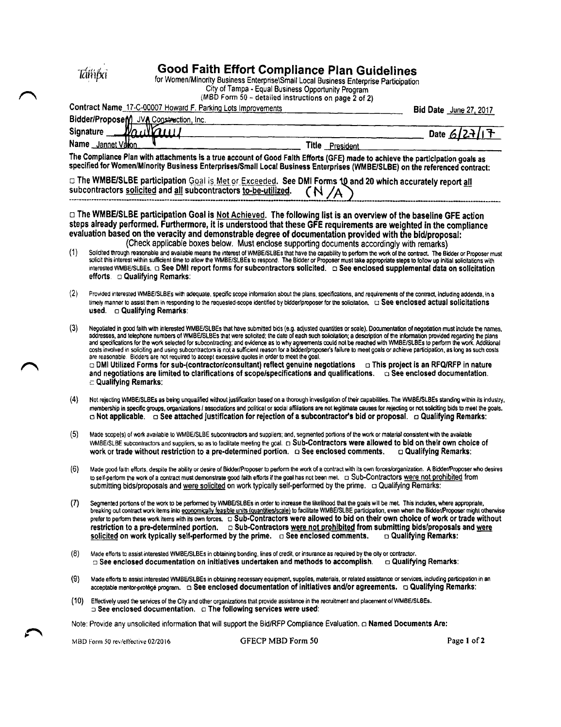Tampa

# Good Faith Effort Compliance Plan Guidelines

for Women/Minority Business Enterprise\Small Local Business Enterprise Participation
City of Tampa - Equal Business Opportunity Program
(MBD Form 50 – detailed instructions on page 2 of 2)

**Contract Name** 17-C-00007 Howard F. Parking Lots Improvements **Bid Date** June 27, 2017

**Bidder/Proposer** JVA Construction, Inc.

**Signature** JanVaul **Date** 6/27/17

**Name** Jannet Valon **Title** President

**The Compliance Plan with attachments is a true account of Good Faith Efforts (GFE) made to achieve the participation goals as specified for Women/Minority Business Enterprises/Small Local Business Enterprises (WMBE/SLBE) on the referenced contract:**

□ **The WMBE/SLBE participation Goal is Met or Exceeded. See DMI Forms 10 and 20 which accurately report all subcontractors solicited and all subcontractors to-be-utilized.** (N/A)

---

□ **The WMBE/SLBE participation Goal is Not Achieved. The following list is an overview of the baseline GFE action steps already performed. Furthermore, it is understood that these GFE requirements are weighted in the compliance evaluation based on the veracity and demonstrable degree of documentation provided with the bid/proposal:**
(Check applicable boxes below. Must enclose supporting documents accordingly with remarks)

(1) Solicited through reasonable and available means the interest of WMBE/SLBEs that have the capability to perform the work of the contract. The Bidder or Proposer must solicit this interest within sufficient time to allow the WMBE/SLBEs to respond. The Bidder or Proposer must take appropriate steps to follow up initial solicitations with interested WMBE/SLBEs. □ **See DMI report forms for subcontractors solicited.** □ **See enclosed supplemental data on solicitation efforts.** □ **Qualifying Remarks:**

(2) Provided interested WMBE/SLBEs with adequate, specific scope information about the plans, specifications, and requirements of the contract, including addenda, in a timely manner to assist them in responding to the requested-scope identified by bidder/proposer for the solicitation. □ **See enclosed actual solicitations used.** □ **Qualifying Remarks:**

(3) Negotiated in good faith with interested WMBE/SLBEs that have submitted bids (e.g. adjusted quantities or scale). Documentation of negotiation must include the names, addresses, and telephone numbers of WMBE/SLBEs that were solicited; the date of each such solicitation; a description of the information provided regarding the plans and specifications for the work selected for subcontracting; and evidence as to why agreements could not be reached with WMBE/SLBEs to perform the work. Additional costs involved in soliciting and using subcontractors is not a sufficient reason for a bidder/proposer's failure to meet goals or achieve participation, as long as such costs are reasonable. Bidders are not required to accept excessive quotes in order to meet the goal.
□ **DMI Utilized Forms for sub-(contractor/consultant) reflect genuine negotiations** □ **This project is an RFQ/RFP in nature and negotiations are limited to clarifications of scope/specifications and qualifications.** □ **See enclosed documentation.** □ **Qualifying Remarks:**

(4) Not rejecting WMBE/SLBEs as being unqualified without justification based on a thorough investigation of their capabilities. The WMBE/SLBEs standing within its industry, membership in specific groups, organizations / associations and political or social affiliations are not legitimate causes for rejecting or not soliciting bids to meet the goals. □ **Not applicable.** □ **See attached justification for rejection of a subcontractor's bid or proposal.** □ **Qualifying Remarks:**

(5) Made scope(s) of work available to WMBE/SLBE subcontractors and suppliers; and, segmented portions of the work or material consistent with the available WMBE/SLBE subcontractors and suppliers, so as to facilitate meeting the goal. □ **Sub-Contractors were allowed to bid on their own choice of work or trade without restriction to a pre-determined portion.** □ **See enclosed comments.** □ **Qualifying Remarks:**

(6) Made good faith efforts, despite the ability or desire of Bidder/Proposer to perform the work of a contract with its own forces/organization. A Bidder/Proposer who desires to self-perform the work of a contract must demonstrate good faith efforts if the goal has not been met. □ Sub-Contractors were not prohibited from submitting bids/proposals and were solicited on work typically self-performed by the prime. □ Qualifying Remarks:

(7) Segmented portions of the work to be performed by WMBE/SLBEs in order to increase the likelihood that the goals will be met. This includes, where appropriate, breaking out contract work items into economically feasible units (quantities/scale) to facilitate WMBE/SLBE participation, even when the Bidder/Proposer might otherwise prefer to perform these work items with its own forces. □ **Sub-Contractors were allowed to bid on their own choice of work or trade without restriction to a pre-determined portion.** □ **Sub-Contractors were not prohibited from submitting bids/proposals and were solicited on work typically self-performed by the prime.** □ **See enclosed comments.** □ **Qualifying Remarks:**

(8) Made efforts to assist interested WMBE/SLBEs in obtaining bonding, lines of credit, or insurance as required by the city or contractor.
□ **See enclosed documentation on initiatives undertaken and methods to accomplish.** □ **Qualifying Remarks:**

(9) Made efforts to assist interested WMBE/SLBEs in obtaining necessary equipment, supplies, materials, or related assistance or services, including participation in an acceptable mentor-protégé program. □ **See enclosed documentation of initiatives and/or agreements.** □ **Qualifying Remarks:**

(10) Effectively used the services of the City and other organizations that provide assistance in the recruitment and placement of WMBE/SLBEs.
□ **See enclosed documentation.** □ **The following services were used:**

Note: Provide any unsolicited information that will support the Bid/RFP Compliance Evaluation. □ **Named Documents Are:**

MBD Form 50 rev/effective 02/2016 GFECP MBD Form 50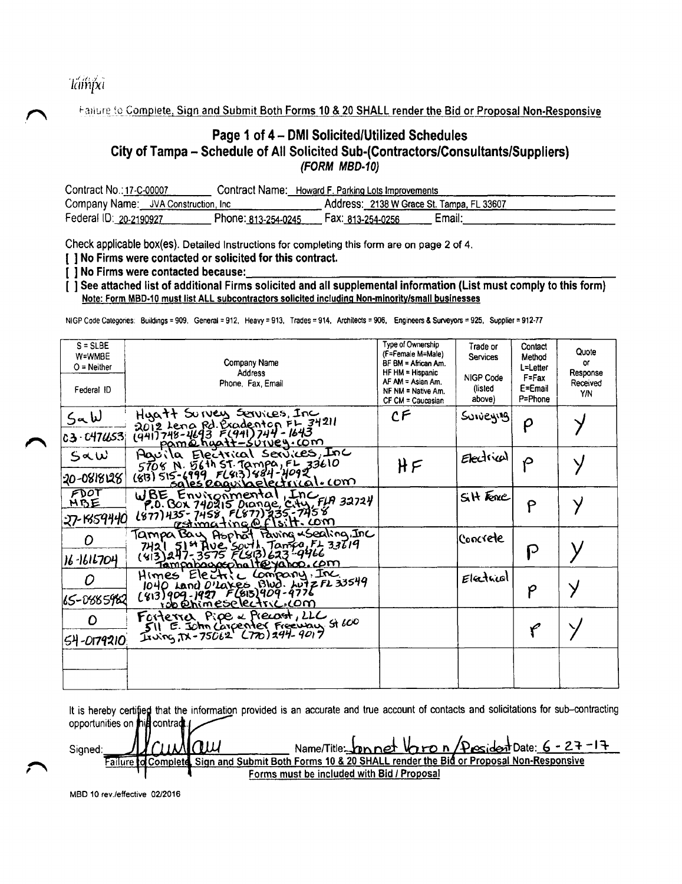Tampa

Failure to Complete, Sign and Submit Both Forms 10 & 20 SHALL render the Bid or Proposal Non-Responsive

## Page 1 of 4 – DMI Solicited/Utilized Schedules
## City of Tampa – Schedule of All Solicited Sub-(Contractors/Consultants/Suppliers)
### *(FORM MBD-10)*

Contract No.: 17-C-00007 Contract Name: Howard F. Parking Lots Improvements

Company Name: JVA Construction, Inc Address: 2138 W Grace St. Tampa, FL 33607

Federal ID: 20-2190927 Phone: 813-254-0245 Fax: 813-254-0256 Email:

Check applicable box(es). Detailed Instructions for completing this form are on page 2 of 4.

**[ ] No Firms were contacted or solicited for this contract.**

**[ ] No Firms were contacted because:**

**[ ] See attached list of additional Firms solicited and all supplemental information (List must comply to this form)**

**Note: Form MBD-10 must list ALL subcontractors solicited including Non-minority/small businesses**

NIGP Code Categories: Buildings = 909, General = 912, Heavy = 913, Trades = 914, Architects = 906, Engineers & Surveyors = 925, Supplier = 912-77

| S = SLBE W=WMBE O = Neither / Federal ID | Company Name Address Phone, Fax, Email | Type of Ownership (F=Female M=Male) BF BM = African Am. HF HM = Hispanic AF AM = Asian Am. NF NM = Native Am. CF CM = Caucasian | Trade or Services / NIGP Code (listed above) | Contact Method L=Letter F=Fax E=Email P=Phone | Quote or Response Received Y/N |
|---|---|---|---|---|---|
| S & W / 03-0474653 | Hyatt Survey Services, Inc 2012 Lena Rd. Bradenton FL 34211 (941) 748-4693 F(941) 744-1643 pam@hyatt-survey.com | CF | Surveying | P | Y |
| S & W / 20-0818128 | Aguila Electrical Services, Inc 5708 N. 56th ST. Tampa, FL 33610 (813) 515-6999 F(813) 484-4092 sales@aguilaelectrical.com | HF | Electrical | P | Y |
| FDOT MBE / 27-1859440 | WBE Environmental, Inc P.O. Box 740215 Orange City, FL 32774 (877) 435-7458 F(877) 435-7458 estimating@flsilt.com | | Silt Fence | P | Y |
| O / 16-1616704 | Tampa Bay Asphalt Paving & Sealing, Inc 7421 51st Ave South, Tampa, FL 33619 (813) 247-3575 F(813) 623-9466 Tampabayasphalt@yahoo.com | | Concrete | P | Y |
| O / 65-0885982 | Himes Electric Company, Inc. 1040 Land O'Lakes Blvd. Lutz FL 33549 (813) 909-1927 F(813) 909-9776 rob@himeselectric.com | | Electrical | P | Y |
| O / 54-0179210 | Forterra Pipe & Precast, LLC 511 E. John Carpenter Freeway St 600 Irving, TX 75062 (770) 294-9017 | | | P | Y |
| | | | | | |

It is hereby certified that the information provided is an accurate and true account of contacts and solicitations for sub-contracting opportunities on this contract.

Signed: [signature] Name/Title: Jannet Varon / President Date: 6-27-17

Failure to Complete, Sign and Submit Both Forms 10 & 20 SHALL render the Bid or Proposal Non-Responsive

Forms must be included with Bid / Proposal

MBD 10 rev./effective 02/2016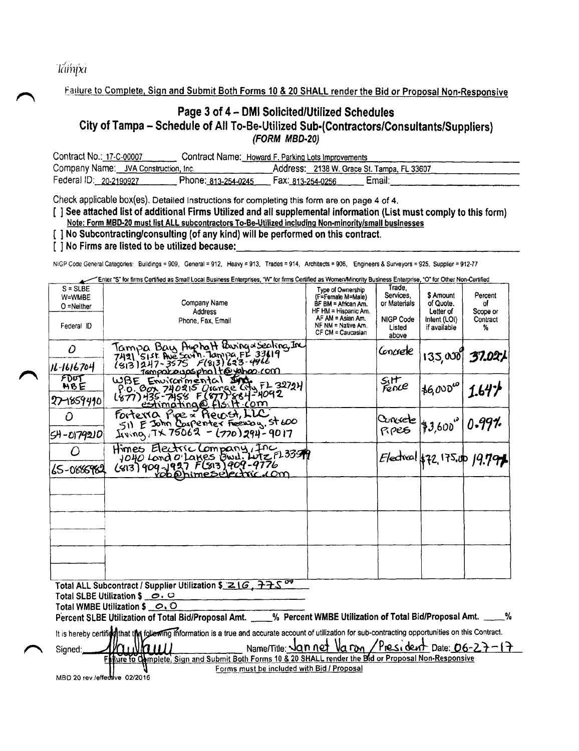Tampa

Failure to Complete, Sign and Submit Both Forms 10 & 20 SHALL render the Bid or Proposal Non-Responsive

## Page 3 of 4 – DMI Solicited/Utilized Schedules

## City of Tampa – Schedule of All To-Be-Utilized Sub-(Contractors/Consultants/Suppliers)

*(FORM MBD-20)*

Contract No.: 17-C-00007 Contract Name: Howard F. Parking Lots Improvements

Company Name: JVA Construction, Inc. Address: 2138 W. Grace St. Tampa, FL 33607

Federal ID: 20-2190927 Phone: 813-254-0245 Fax: 813-254-0256 Email:

Check applicable box(es). Detailed instructions for completing this form are on page 4 of 4.

**[ ] See attached list of additional Firms Utilized and all supplemental information (List must comply to this form)**
**Note: Form MBD-20 must list ALL subcontractors To-Be-Utilized including Non-minority/small businesses**

**[ ] No Subcontracting/consulting (of any kind) will be performed on this contract.**

**[ ] No Firms are listed to be utilized because:**

NIGP Code General Categories: Buildings = 909, General = 912, Heavy = 913, Trades = 914, Architects = 906, Engineers & Surveyors = 925, Supplier = 912-77

Enter "S" for firms Certified as Small Local Business Enterprises, "W" for firms Certified as Women/Minority Business Enterprise, "O" for Other Non-Certified

| S = SLBE W=WMBE O =Neither / Federal ID | Company Name Address Phone, Fax, Email | Type of Ownership (F=Female M=Male) BF BM = African Am. HF HM = Hispanic Am. AF AM = Asian Am. NF NM = Native Am. CF CM = Caucasian | Trade, Services, or Materials / NIGP Code Listed above | $ Amount of Quote, Letter of Intent (LOI) if available | Percent of Scope or Contract % |
|---|---|---|---|---|---|
| O / 16-1616704 | Tampa Bay Asphalt Paving & Sealing, Inc 7421 51st Ave South. Tampa, FL 33619 (813) 247-3575 F(813) 623-4966 tampabayasphalt@yahoo.com | | Concrete | 135,000 | 37.02% |
| FDOT MBE / 27-1859490 | WBE Environmental Inc. P.O. Box 740215 Orange City FL 32724 (877) 435-7458 F(877) 884-4092 estimating@flsilt.com | | Silt Fence | $6,000.00 | 1.64% |
| O / 54-0179210 | Forterra Pipe & Precast, LLC 511 E John Carpenter Freeway, St 600 Irving, TX 75062 - (770) 294-9017 | | Concrete Pipes | $3,600.00 | 0.99% |
| O / 65-0886962 | Himes Electric Company, Inc 1040 Land O'Lakes Blvd. Lutz FL 33549 (813) 909-1927 F(813) 909-9776 rob@himeselectric.com | | Electrical | $72,175.00 | 19.79% |
| | | | | | |
| | | | | | |
| | | | | | |
| | | | | | |
| | | | | | |

Total ALL Subcontract / Supplier Utilization $ 216,775.00

Total SLBE Utilization $ 0.0

Total WMBE Utilization $ 0.0

Percent SLBE Utilization of Total Bid/Proposal Amt. ____% Percent WMBE Utilization of Total Bid/Proposal Amt. ____%

It is hereby certified that the following information is a true and accurate account of utilization for sub-contracting opportunities on this Contract.

Signed: [signature] Name/Title: Jannet Varon / President Date: 06-27-17

Failure to Complete, Sign and Submit Both Forms 10 & 20 SHALL render the Bid or Proposal Non-Responsive

Forms must be included with Bid / Proposal

MBD 20 rev./effective 02/2016